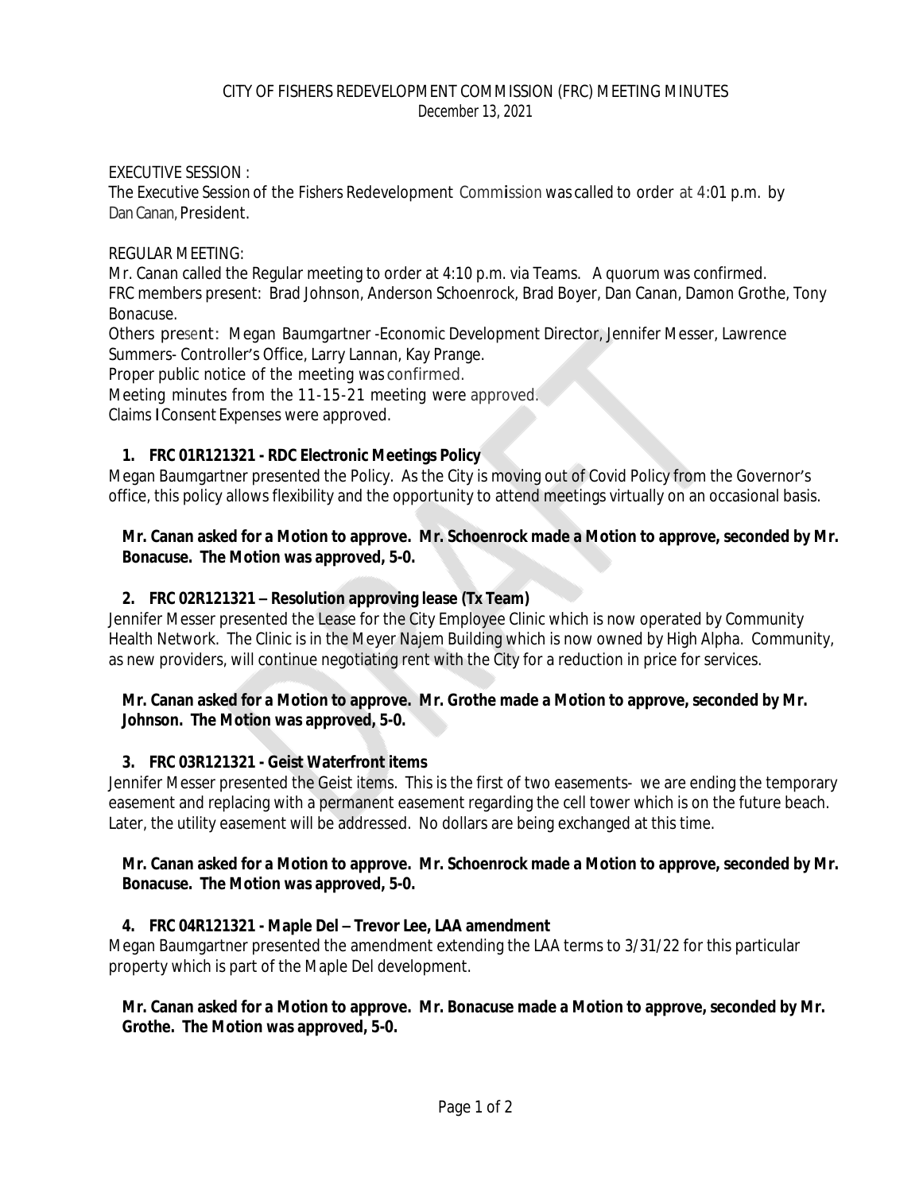CITY OF FISHERS REDEVELOPMENT COMMISSION (FRC) MEETING MINUTES
December 13, 2021

EXECUTIVE SESSION :
The Executive Session of the Fishers Redevelopment Commission was called to order at 4:01 p.m. by Dan Canan, President.

REGULAR MEETING:
Mr. Canan called the Regular meeting to order at 4:10 p.m. via Teams. A quorum was confirmed.
FRC members present: Brad Johnson, Anderson Schoenrock, Brad Boyer, Dan Canan, Damon Grothe, Tony Bonacuse.
Others present: Megan Baumgartner -Economic Development Director, Jennifer Messer, Lawrence Summers- Controller's Office, Larry Lannan, Kay Prange.
Proper public notice of the meeting was confirmed.
Meeting minutes from the 11-15-21 meeting were approved.
Claims I Consent Expenses were approved.

1. **FRC 01R121321 - RDC Electronic Meetings Policy**

Megan Baumgartner presented the Policy. As the City is moving out of Covid Policy from the Governor's office, this policy allows flexibility and the opportunity to attend meetings virtually on an occasional basis.

**Mr. Canan asked for a Motion to approve. Mr. Schoenrock made a Motion to approve, seconded by Mr. Bonacuse. The Motion was approved, 5-0.**

2. **FRC 02R121321 – Resolution approving lease (Tx Team)**

Jennifer Messer presented the Lease for the City Employee Clinic which is now operated by Community Health Network. The Clinic is in the Meyer Najem Building which is now owned by High Alpha. Community, as new providers, will continue negotiating rent with the City for a reduction in price for services.

**Mr. Canan asked for a Motion to approve. Mr. Grothe made a Motion to approve, seconded by Mr. Johnson. The Motion was approved, 5-0.**

3. **FRC 03R121321 - Geist Waterfront items**

Jennifer Messer presented the Geist items. This is the first of two easements- we are ending the temporary easement and replacing with a permanent easement regarding the cell tower which is on the future beach. Later, the utility easement will be addressed. No dollars are being exchanged at this time.

**Mr. Canan asked for a Motion to approve. Mr. Schoenrock made a Motion to approve, seconded by Mr. Bonacuse. The Motion was approved, 5-0.**

4. **FRC 04R121321 - Maple Del – Trevor Lee, LAA amendment**

Megan Baumgartner presented the amendment extending the LAA terms to 3/31/22 for this particular property which is part of the Maple Del development.

**Mr. Canan asked for a Motion to approve. Mr. Bonacuse made a Motion to approve, seconded by Mr. Grothe. The Motion was approved, 5-0.**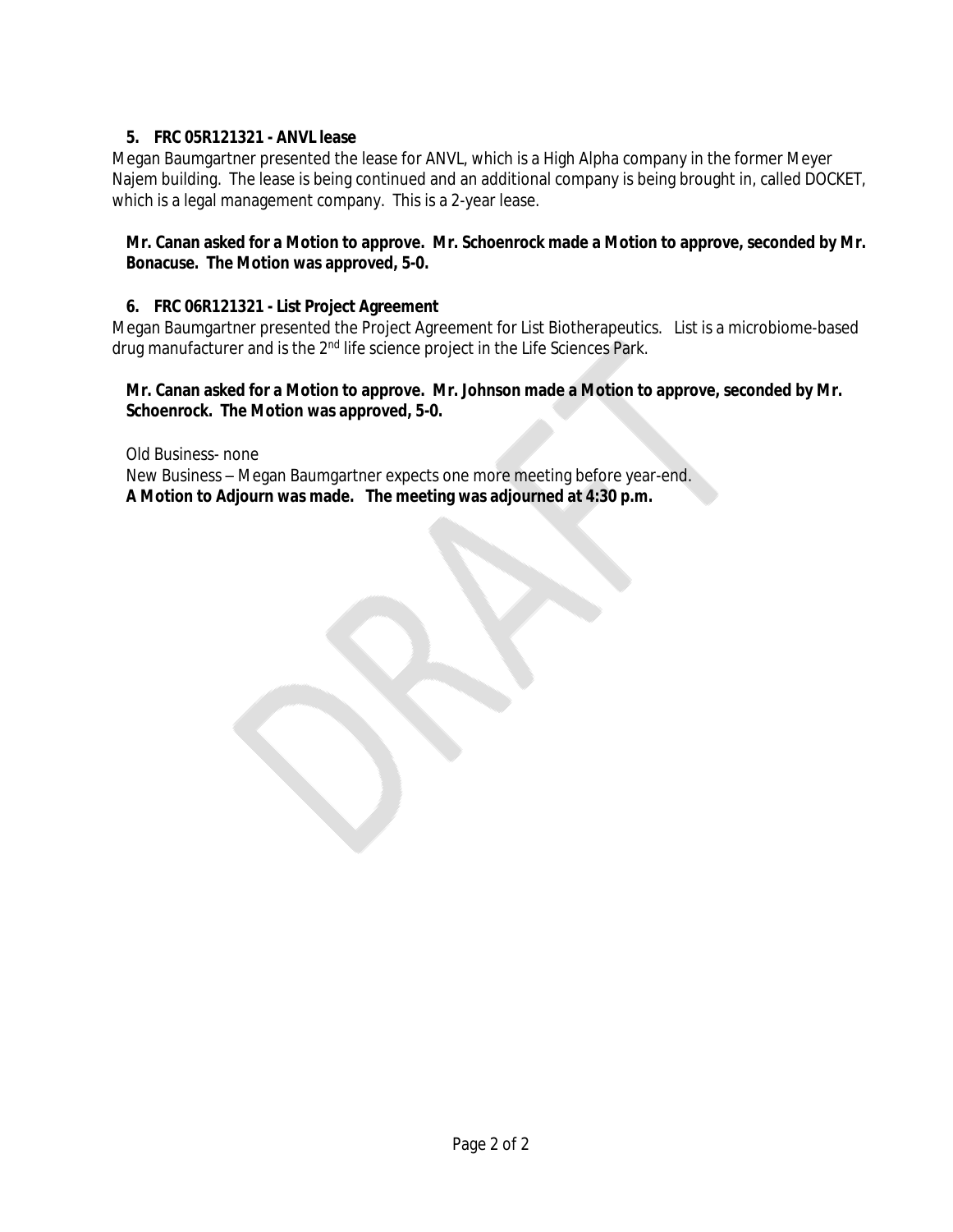5. **FRC 05R121321 - ANVL lease**

Megan Baumgartner presented the lease for ANVL, which is a High Alpha company in the former Meyer Najem building. The lease is being continued and an additional company is being brought in, called DOCKET, which is a legal management company. This is a 2-year lease.

**Mr. Canan asked for a Motion to approve. Mr. Schoenrock made a Motion to approve, seconded by Mr. Bonacuse. The Motion was approved, 5-0.**

6. **FRC 06R121321 - List Project Agreement**

Megan Baumgartner presented the Project Agreement for List Biotherapeutics. List is a microbiome-based drug manufacturer and is the 2nd life science project in the Life Sciences Park.

**Mr. Canan asked for a Motion to approve. Mr. Johnson made a Motion to approve, seconded by Mr. Schoenrock. The Motion was approved, 5-0.**

Old Business- none

New Business – Megan Baumgartner expects one more meeting before year-end.

**A Motion to Adjourn was made. The meeting was adjourned at 4:30 p.m.**